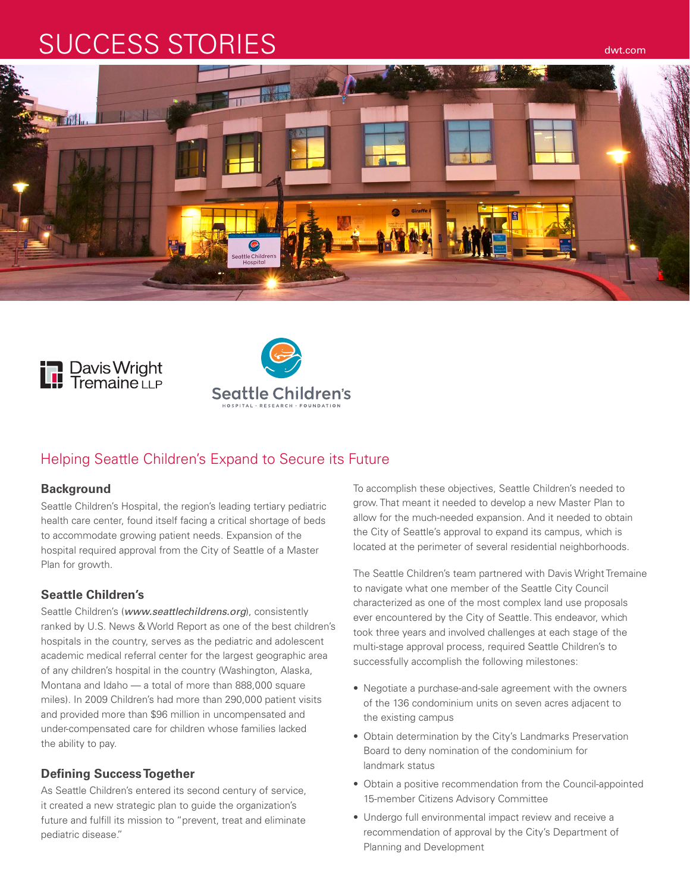# SUCCESS STORIES

## Helping Seattle Children's Expand to Secure its Future

### Background

Seattle Children's Hospital, the region's leading tertiary pediatric health care center, found itself facing a critical shortage of beds to accommodate growing patient needs. Expansion of the hospital required approval from the City of Seattle of a Master Plan for growth.

### Seattle Children's

Seattle Children's (*www.seattlechildrens.org*), consistently ranked by U.S. News & World Report as one of the best children's hospitals in the country, serves as the pediatric and adolescent academic medical referral center for the largest geographic area of any children's hospital in the country (Washington, Alaska, Montana and Idaho — a total of more than 888,000 square miles). In 2009 Children's had more than 290,000 patient visits and provided more than $96 million in uncompensated and under-compensated care for children whose families lacked the ability to pay.

### Defining Success Together

As Seattle Children's entered its second century of service, it created a new strategic plan to guide the organization's future and fulfill its mission to "prevent, treat and eliminate pediatric disease."

To accomplish these objectives, Seattle Children's needed to grow. That meant it needed to develop a new Master Plan to allow for the much-needed expansion. And it needed to obtain the City of Seattle's approval to expand its campus, which is located at the perimeter of several residential neighborhoods.

The Seattle Children's team partnered with Davis Wright Tremaine to navigate what one member of the Seattle City Council characterized as one of the most complex land use proposals ever encountered by the City of Seattle. This endeavor, which took three years and involved challenges at each stage of the multi-stage approval process, required Seattle Children's to successfully accomplish the following milestones:

- Negotiate a purchase-and-sale agreement with the owners of the 136 condominium units on seven acres adjacent to the existing campus
- Obtain determination by the City's Landmarks Preservation Board to deny nomination of the condominium for landmark status
- Obtain a positive recommendation from the Council-appointed 15-member Citizens Advisory Committee
- Undergo full environmental impact review and receive a recommendation of approval by the City's Department of Planning and Development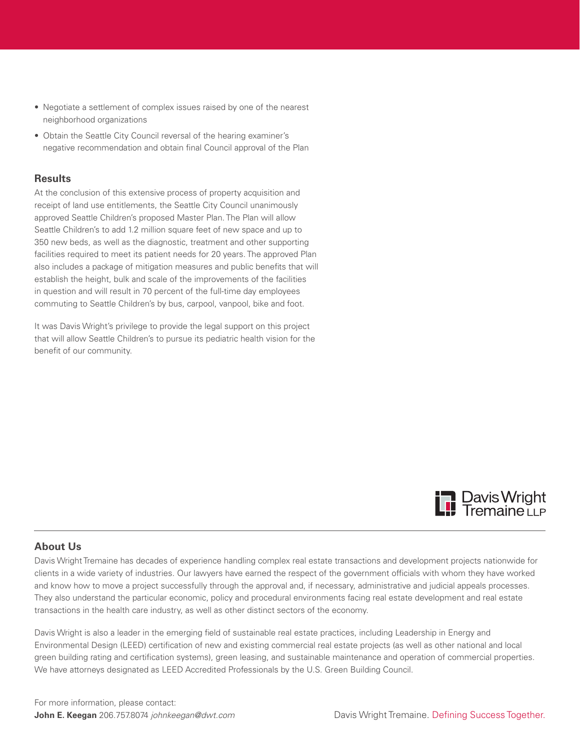- Negotiate a settlement of complex issues raised by one of the nearest neighborhood organizations
- Obtain the Seattle City Council reversal of the hearing examiner's negative recommendation and obtain final Council approval of the Plan

### Results

At the conclusion of this extensive process of property acquisition and receipt of land use entitlements, the Seattle City Council unanimously approved Seattle Children's proposed Master Plan. The Plan will allow Seattle Children's to add 1.2 million square feet of new space and up to 350 new beds, as well as the diagnostic, treatment and other supporting facilities required to meet its patient needs for 20 years. The approved Plan also includes a package of mitigation measures and public benefits that will establish the height, bulk and scale of the improvements of the facilities in question and will result in 70 percent of the full-time day employees commuting to Seattle Children's by bus, carpool, vanpool, bike and foot.

It was Davis Wright's privilege to provide the legal support on this project that will allow Seattle Children's to pursue its pediatric health vision for the benefit of our community.

Davis Wright Tremaine LLP

### About Us

Davis Wright Tremaine has decades of experience handling complex real estate transactions and development projects nationwide for clients in a wide variety of industries. Our lawyers have earned the respect of the government officials with whom they have worked and know how to move a project successfully through the approval and, if necessary, administrative and judicial appeals processes. They also understand the particular economic, policy and procedural environments facing real estate development and real estate transactions in the health care industry, as well as other distinct sectors of the economy.

Davis Wright is also a leader in the emerging field of sustainable real estate practices, including Leadership in Energy and Environmental Design (LEED) certification of new and existing commercial real estate projects (as well as other national and local green building rating and certification systems), green leasing, and sustainable maintenance and operation of commercial properties. We have attorneys designated as LEED Accredited Professionals by the U.S. Green Building Council.

For more information, please contact:
**John E. Keegan** 206.757.8074 *johnkeegan@dwt.com*

Davis Wright Tremaine. Defining Success Together.